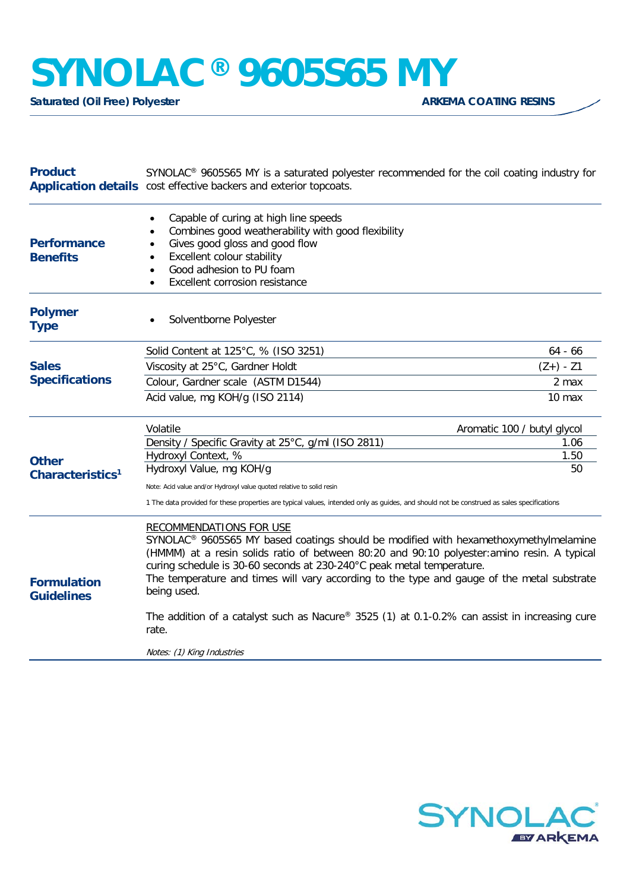# SYNOLAC® 9605S65 MY

**Saturated (Oil Free) Polyester** **ARKEMA COATING RESINS**

## Product Application details

SYNOLAC® 9605S65 MY is a saturated polyester recommended for the coil coating industry for cost effective backers and exterior topcoats.

## Performance Benefits

- Capable of curing at high line speeds
- Combines good weatherability with good flexibility
- Gives good gloss and good flow
- Excellent colour stability
- Good adhesion to PU foam
- Excellent corrosion resistance

## Polymer Type

- Solventborne Polyester

## Sales Specifications

| Property | Value |
|---|---|
| Solid Content at 125°C, % (ISO 3251) | 64 - 66 |
| Viscosity at 25°C, Gardner Holdt | (Z+) - Z1 |
| Colour, Gardner scale (ASTM D1544) | 2 max |
| Acid value, mg KOH/g (ISO 2114) | 10 max |

## Other Characteristics[1]

| Property | Value |
|---|---|
| Volatile | Aromatic 100 / butyl glycol |
| Density / Specific Gravity at 25°C, g/ml (ISO 2811) | 1.06 |
| Hydroxyl Context, % | 1.50 |
| Hydroxyl Value, mg KOH/g | 50 |

Note: Acid value and/or Hydroxyl value quoted relative to solid resin

1 The data provided for these properties are typical values, intended only as guides, and should not be construed as sales specifications

## Formulation Guidelines

RECOMMENDATIONS FOR USE

SYNOLAC® 9605S65 MY based coatings should be modified with hexamethoxymethylmelamine (HMMM) at a resin solids ratio of between 80:20 and 90:10 polyester:amino resin. A typical curing schedule is 30-60 seconds at 230-240°C peak metal temperature.

The temperature and times will vary according to the type and gauge of the metal substrate being used.

The addition of a catalyst such as Nacure® 3525 (1) at 0.1-0.2% can assist in increasing cure rate.

*Notes: (1) King Industries*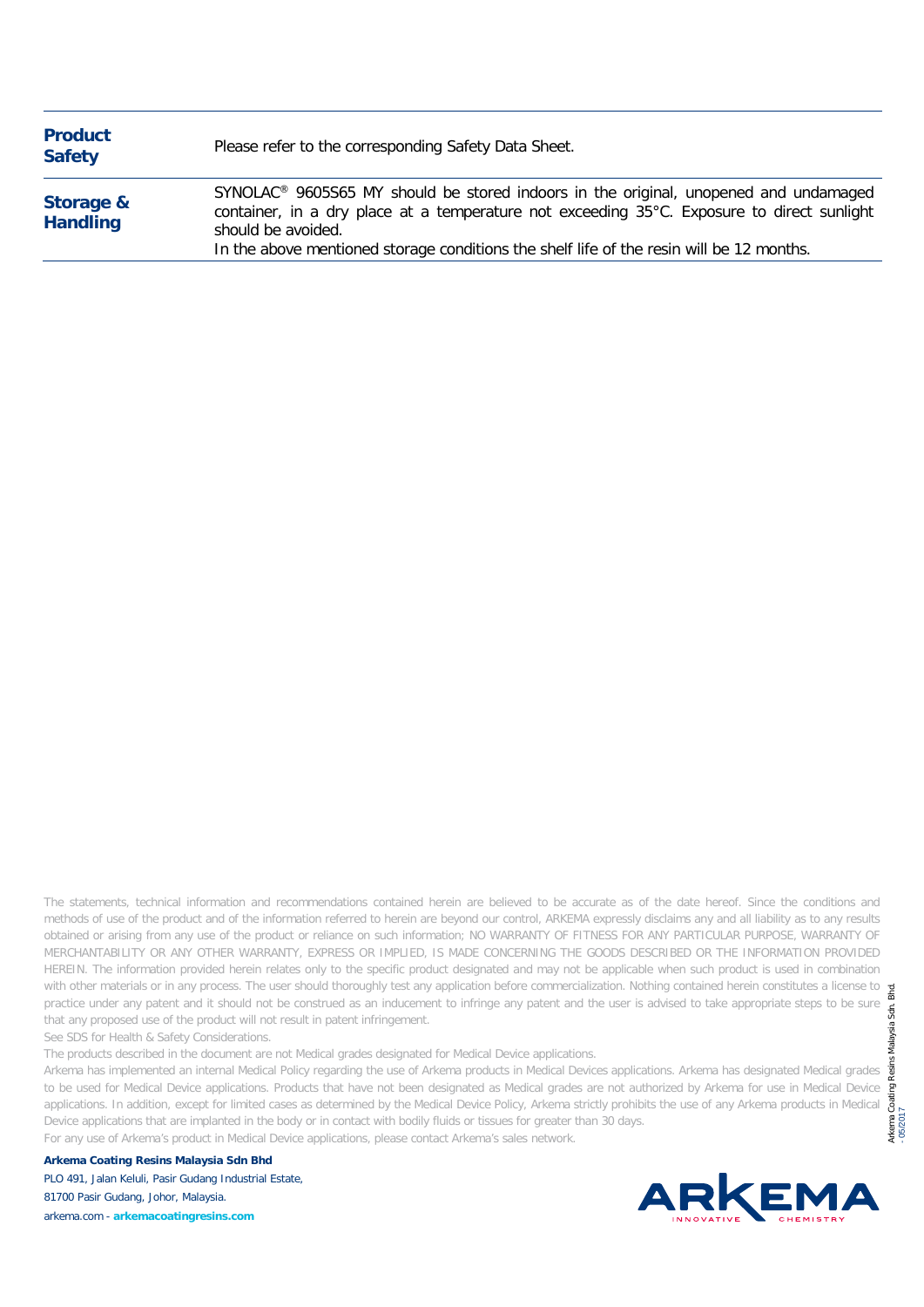| | |
|---|---|
| **Product Safety** | Please refer to the corresponding Safety Data Sheet. |
| **Storage & Handling** | SYNOLAC® 9605S65 MY should be stored indoors in the original, unopened and undamaged container, in a dry place at a temperature not exceeding 35°C. Exposure to direct sunlight should be avoided. In the above mentioned storage conditions the shelf life of the resin will be 12 months. |

The statements, technical information and recommendations contained herein are believed to be accurate as of the date hereof. Since the conditions and methods of use of the product and of the information referred to herein are beyond our control, ARKEMA expressly disclaims any and all liability as to any results obtained or arising from any use of the product or reliance on such information; NO WARRANTY OF FITNESS FOR ANY PARTICULAR PURPOSE, WARRANTY OF MERCHANTABILITY OR ANY OTHER WARRANTY, EXPRESS OR IMPLIED, IS MADE CONCERNING THE GOODS DESCRIBED OR THE INFORMATION PROVIDED HEREIN. The information provided herein relates only to the specific product designated and may not be applicable when such product is used in combination with other materials or in any process. The user should thoroughly test any application before commercialization. Nothing contained herein constitutes a license to practice under any patent and it should not be construed as an inducement to infringe any patent and the user is advised to take appropriate steps to be sure that any proposed use of the product will not result in patent infringement.
See SDS for Health & Safety Considerations.
The products described in the document are not Medical grades designated for Medical Device applications.
Arkema has implemented an internal Medical Policy regarding the use of Arkema products in Medical Devices applications. Arkema has designated Medical grades to be used for Medical Device applications. Products that have not been designated as Medical grades are not authorized by Arkema for use in Medical Device applications. In addition, except for limited cases as determined by the Medical Device Policy, Arkema strictly prohibits the use of any Arkema products in Medical Device applications that are implanted in the body or in contact with bodily fluids or tissues for greater than 30 days.
For any use of Arkema's product in Medical Device applications, please contact Arkema's sales network.

**Arkema Coating Resins Malaysia Sdn Bhd**
PLO 491, Jalan Keluli, Pasir Gudang Industrial Estate,
81700 Pasir Gudang, Johor, Malaysia.
arkema.com - **arkemacoatingresins.com**

ARKEMA INNOVATIVE CHEMISTRY

Arkema Coating Resins Malaysia Sdn. Bhd. - 05/2017